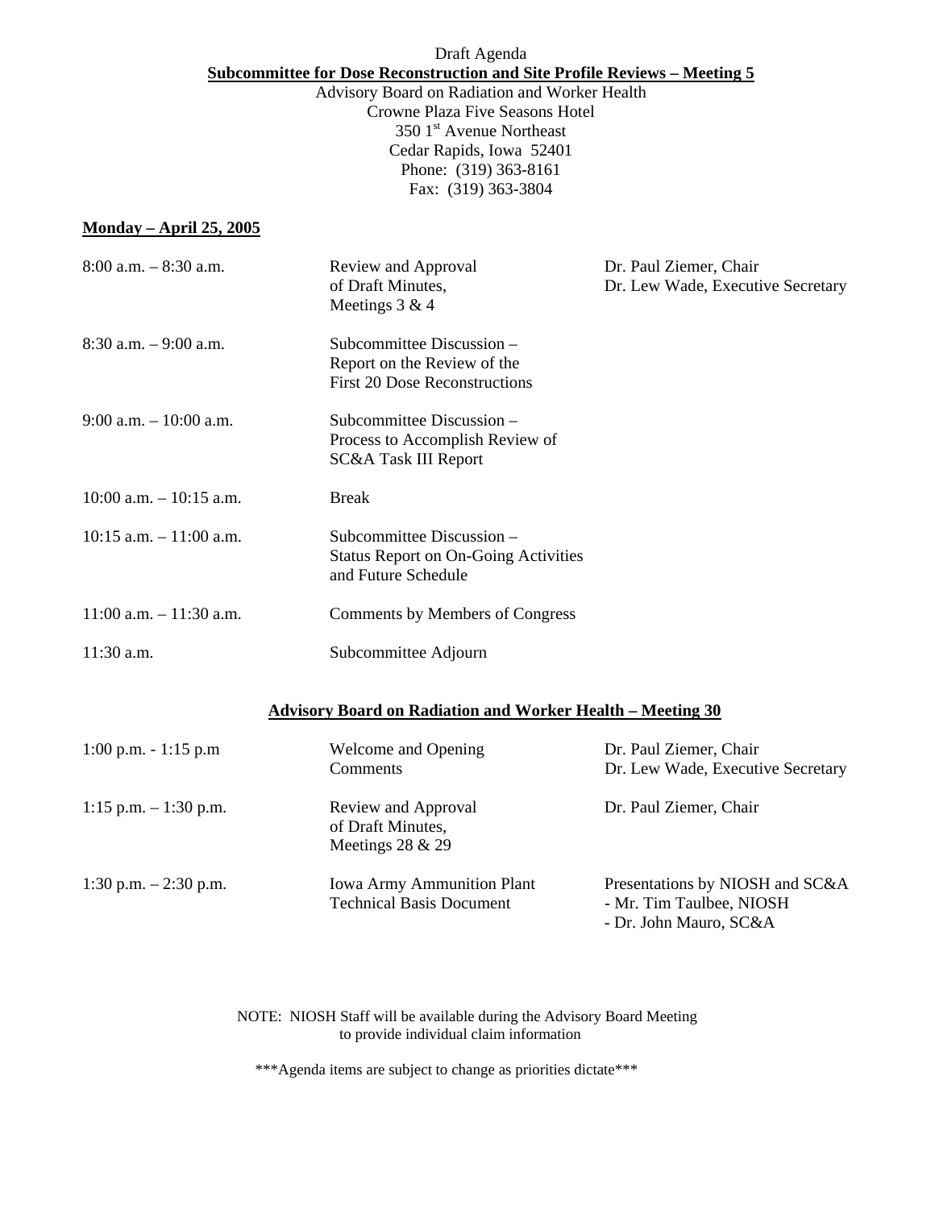Draft Agenda

**Subcommittee for Dose Reconstruction and Site Profile Reviews – Meeting 5**

Advisory Board on Radiation and Worker Health
Crowne Plaza Five Seasons Hotel
350 1st Avenue Northeast
Cedar Rapids, Iowa 52401
Phone: (319) 363-8161
Fax: (319) 363-3804

**Monday – April 25, 2005**

| | | |
|---|---|---|
| 8:00 a.m. – 8:30 a.m. | Review and Approval of Draft Minutes, Meetings 3 & 4 | Dr. Paul Ziemer, Chair<br>Dr. Lew Wade, Executive Secretary |
| 8:30 a.m. – 9:00 a.m. | Subcommittee Discussion – Report on the Review of the First 20 Dose Reconstructions | |
| 9:00 a.m. – 10:00 a.m. | Subcommittee Discussion – Process to Accomplish Review of SC&A Task III Report | |
| 10:00 a.m. – 10:15 a.m. | Break | |
| 10:15 a.m. – 11:00 a.m. | Subcommittee Discussion – Status Report on On-Going Activities and Future Schedule | |
| 11:00 a.m. – 11:30 a.m. | Comments by Members of Congress | |
| 11:30 a.m. | Subcommittee Adjourn | |

**Advisory Board on Radiation and Worker Health – Meeting 30**

| | | |
|---|---|---|
| 1:00 p.m. - 1:15 p.m | Welcome and Opening Comments | Dr. Paul Ziemer, Chair<br>Dr. Lew Wade, Executive Secretary |
| 1:15 p.m. – 1:30 p.m. | Review and Approval of Draft Minutes, Meetings 28 & 29 | Dr. Paul Ziemer, Chair |
| 1:30 p.m. – 2:30 p.m. | Iowa Army Ammunition Plant Technical Basis Document | Presentations by NIOSH and SC&A<br>- Mr. Tim Taulbee, NIOSH<br>- Dr. John Mauro, SC&A |

NOTE: NIOSH Staff will be available during the Advisory Board Meeting to provide individual claim information

***Agenda items are subject to change as priorities dictate***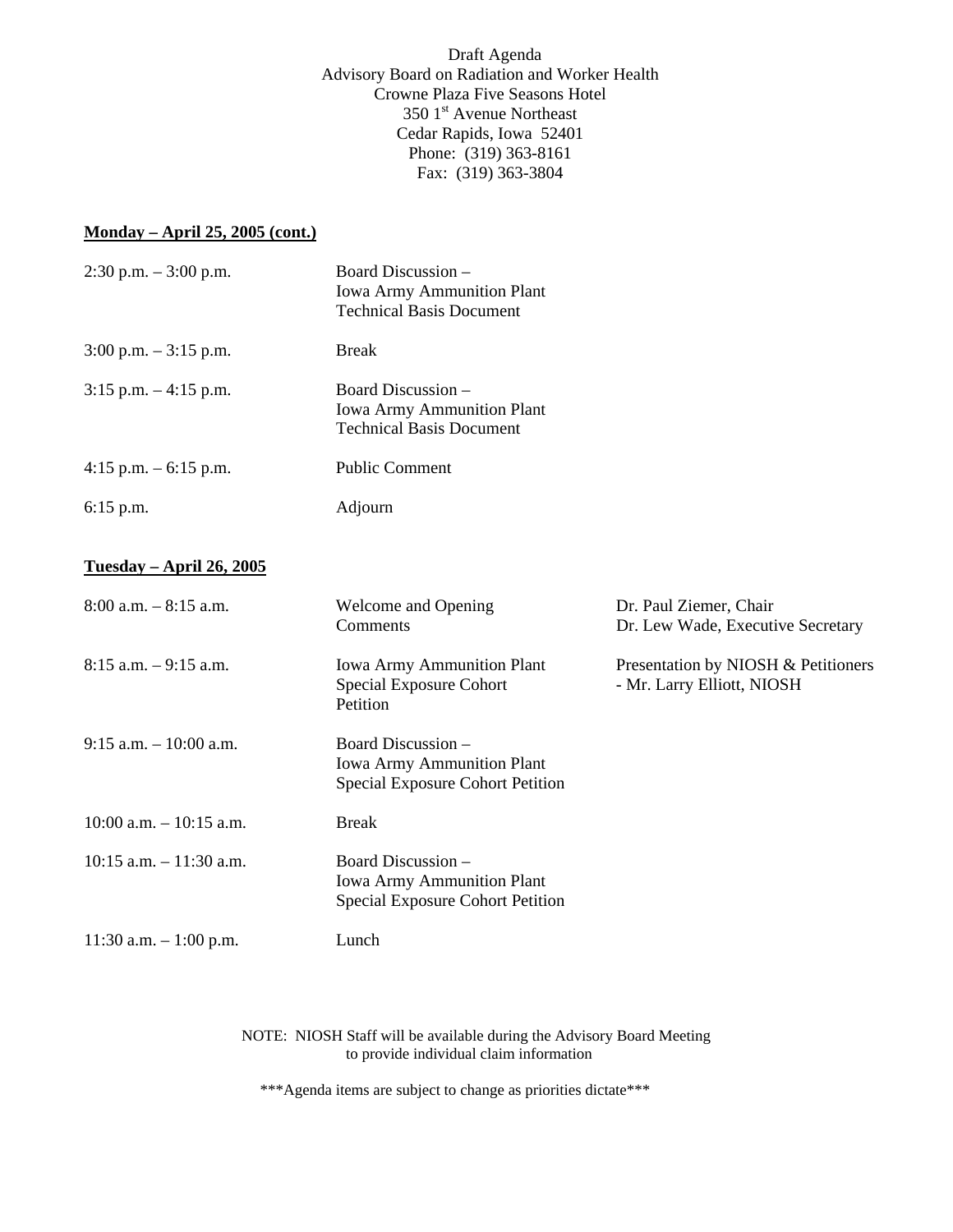Draft Agenda
Advisory Board on Radiation and Worker Health
Crowne Plaza Five Seasons Hotel
350 1st Avenue Northeast
Cedar Rapids, Iowa 52401
Phone: (319) 363-8161
Fax: (319) 363-3804

**Monday – April 25, 2005 (cont.)**

| | | |
|---|---|---|
| 2:30 p.m. – 3:00 p.m. | Board Discussion – Iowa Army Ammunition Plant Technical Basis Document | |
| 3:00 p.m. – 3:15 p.m. | Break | |
| 3:15 p.m. – 4:15 p.m. | Board Discussion – Iowa Army Ammunition Plant Technical Basis Document | |
| 4:15 p.m. – 6:15 p.m. | Public Comment | |
| 6:15 p.m. | Adjourn | |

**Tuesday – April 26, 2005**

| | | |
|---|---|---|
| 8:00 a.m. – 8:15 a.m. | Welcome and Opening Comments | Dr. Paul Ziemer, Chair<br>Dr. Lew Wade, Executive Secretary |
| 8:15 a.m. – 9:15 a.m. | Iowa Army Ammunition Plant Special Exposure Cohort Petition | Presentation by NIOSH & Petitioners - Mr. Larry Elliott, NIOSH |
| 9:15 a.m. – 10:00 a.m. | Board Discussion – Iowa Army Ammunition Plant Special Exposure Cohort Petition | |
| 10:00 a.m. – 10:15 a.m. | Break | |
| 10:15 a.m. – 11:30 a.m. | Board Discussion – Iowa Army Ammunition Plant Special Exposure Cohort Petition | |
| 11:30 a.m. – 1:00 p.m. | Lunch | |

NOTE: NIOSH Staff will be available during the Advisory Board Meeting to provide individual claim information

***Agenda items are subject to change as priorities dictate***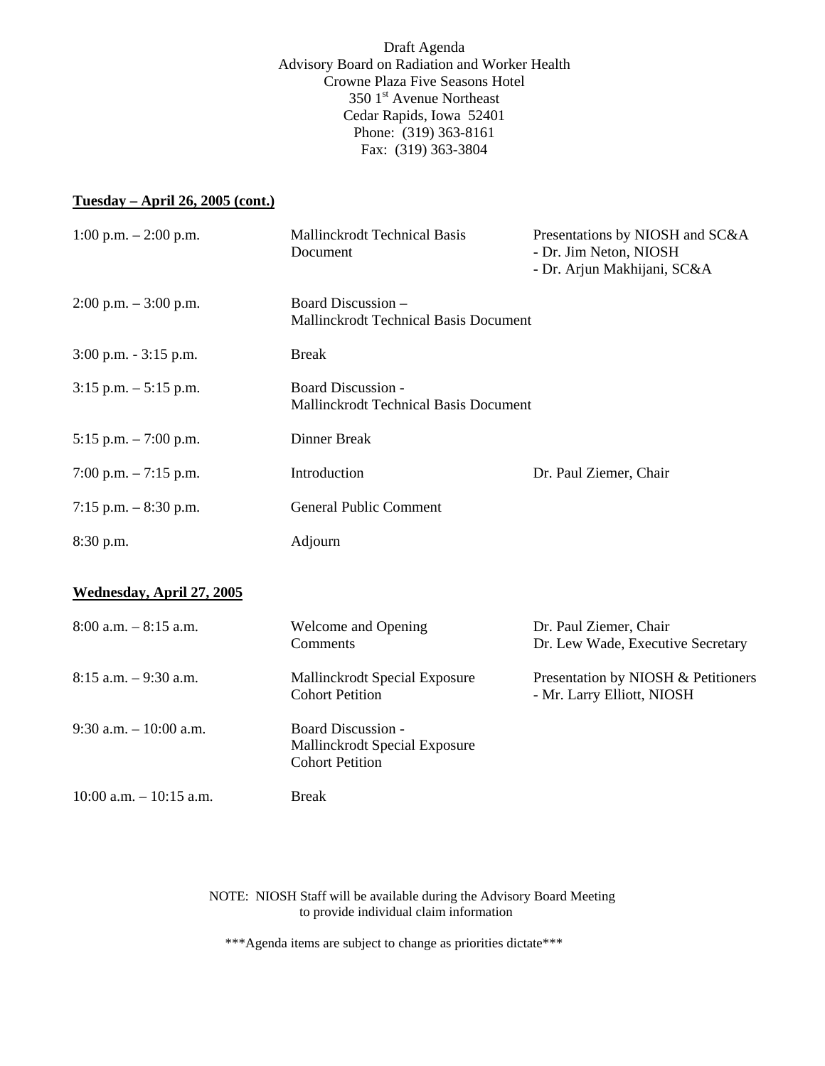Draft Agenda
Advisory Board on Radiation and Worker Health
Crowne Plaza Five Seasons Hotel
350 1st Avenue Northeast
Cedar Rapids, Iowa 52401
Phone: (319) 363-8161
Fax: (319) 363-3804

**Tuesday – April 26, 2005 (cont.)**

| | | |
|---|---|---|
| 1:00 p.m. – 2:00 p.m. | Mallinckrodt Technical Basis Document | Presentations by NIOSH and SC&A<br>- Dr. Jim Neton, NIOSH<br>- Dr. Arjun Makhijani, SC&A |
| 2:00 p.m. – 3:00 p.m. | Board Discussion – Mallinckrodt Technical Basis Document | |
| 3:00 p.m. - 3:15 p.m. | Break | |
| 3:15 p.m. – 5:15 p.m. | Board Discussion - Mallinckrodt Technical Basis Document | |
| 5:15 p.m. – 7:00 p.m. | Dinner Break | |
| 7:00 p.m. – 7:15 p.m. | Introduction | Dr. Paul Ziemer, Chair |
| 7:15 p.m. – 8:30 p.m. | General Public Comment | |
| 8:30 p.m. | Adjourn | |

**Wednesday, April 27, 2005**

| | | |
|---|---|---|
| 8:00 a.m. – 8:15 a.m. | Welcome and Opening Comments | Dr. Paul Ziemer, Chair<br>Dr. Lew Wade, Executive Secretary |
| 8:15 a.m. – 9:30 a.m. | Mallinckrodt Special Exposure Cohort Petition | Presentation by NIOSH & Petitioners<br>- Mr. Larry Elliott, NIOSH |
| 9:30 a.m. – 10:00 a.m. | Board Discussion - Mallinckrodt Special Exposure Cohort Petition | |
| 10:00 a.m. – 10:15 a.m. | Break | |

NOTE: NIOSH Staff will be available during the Advisory Board Meeting to provide individual claim information

***Agenda items are subject to change as priorities dictate***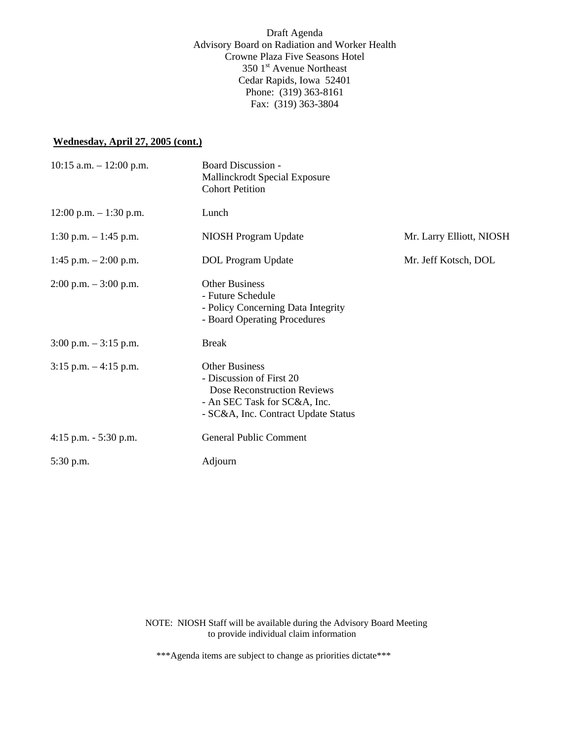Draft Agenda
Advisory Board on Radiation and Worker Health
Crowne Plaza Five Seasons Hotel
350 1st Avenue Northeast
Cedar Rapids, Iowa 52401
Phone: (319) 363-8161
Fax: (319) 363-3804

**Wednesday, April 27, 2005 (cont.)**

| | | |
|---|---|---|
| 10:15 a.m. – 12:00 p.m. | Board Discussion - Mallinckrodt Special Exposure Cohort Petition | |
| 12:00 p.m. – 1:30 p.m. | Lunch | |
| 1:30 p.m. – 1:45 p.m. | NIOSH Program Update | Mr. Larry Elliott, NIOSH |
| 1:45 p.m. – 2:00 p.m. | DOL Program Update | Mr. Jeff Kotsch, DOL |
| 2:00 p.m. – 3:00 p.m. | Other Business<br>- Future Schedule<br>- Policy Concerning Data Integrity<br>- Board Operating Procedures | |
| 3:00 p.m. – 3:15 p.m. | Break | |
| 3:15 p.m. – 4:15 p.m. | Other Business<br>- Discussion of First 20 Dose Reconstruction Reviews<br>- An SEC Task for SC&A, Inc.<br>- SC&A, Inc. Contract Update Status | |
| 4:15 p.m. - 5:30 p.m. | General Public Comment | |
| 5:30 p.m. | Adjourn | |

NOTE: NIOSH Staff will be available during the Advisory Board Meeting to provide individual claim information

***Agenda items are subject to change as priorities dictate***